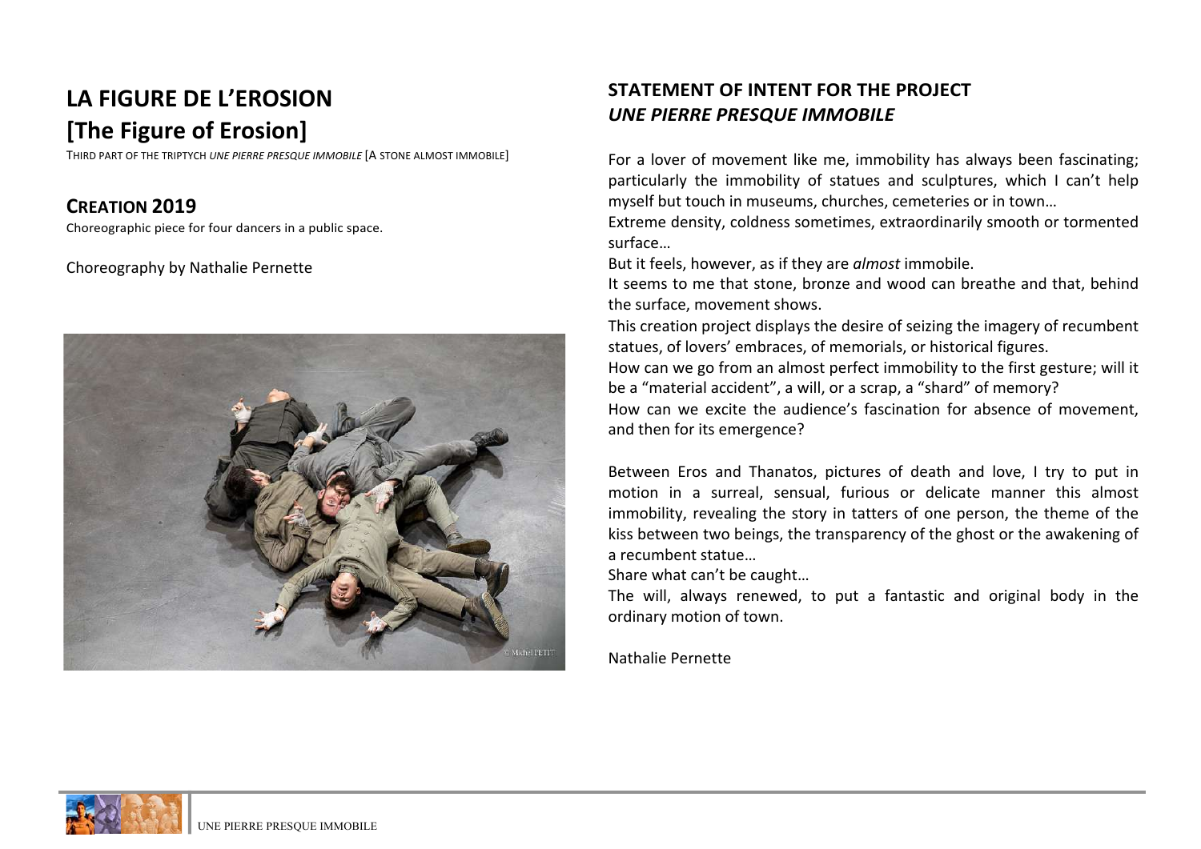# LA FIGURE DE L'EROSION

# [The Figure of Erosion]

THIRD PART OF THE TRIPTYCH *UNE PIERRE PRESQUE IMMOBILE* [A STONE ALMOST IMMOBILE]

## CREATION 2019

Choreographic piece for four dancers in a public space.

Choreography by Nathalie Pernette

© Michel PETIT

## STATEMENT OF INTENT FOR THE PROJECT *UNE PIERRE PRESQUE IMMOBILE*

For a lover of movement like me, immobility has always been fascinating; particularly the immobility of statues and sculptures, which I can't help myself but touch in museums, churches, cemeteries or in town…

Extreme density, coldness sometimes, extraordinarily smooth or tormented surface…

But it feels, however, as if they are *almost* immobile.

It seems to me that stone, bronze and wood can breathe and that, behind the surface, movement shows.

This creation project displays the desire of seizing the imagery of recumbent statues, of lovers' embraces, of memorials, or historical figures.

How can we go from an almost perfect immobility to the first gesture; will it be a "material accident", a will, or a scrap, a "shard" of memory?

How can we excite the audience's fascination for absence of movement, and then for its emergence?

Between Eros and Thanatos, pictures of death and love, I try to put in motion in a surreal, sensual, furious or delicate manner this almost immobility, revealing the story in tatters of one person, the theme of the kiss between two beings, the transparency of the ghost or the awakening of a recumbent statue…

Share what can't be caught…

The will, always renewed, to put a fantastic and original body in the ordinary motion of town.

Nathalie Pernette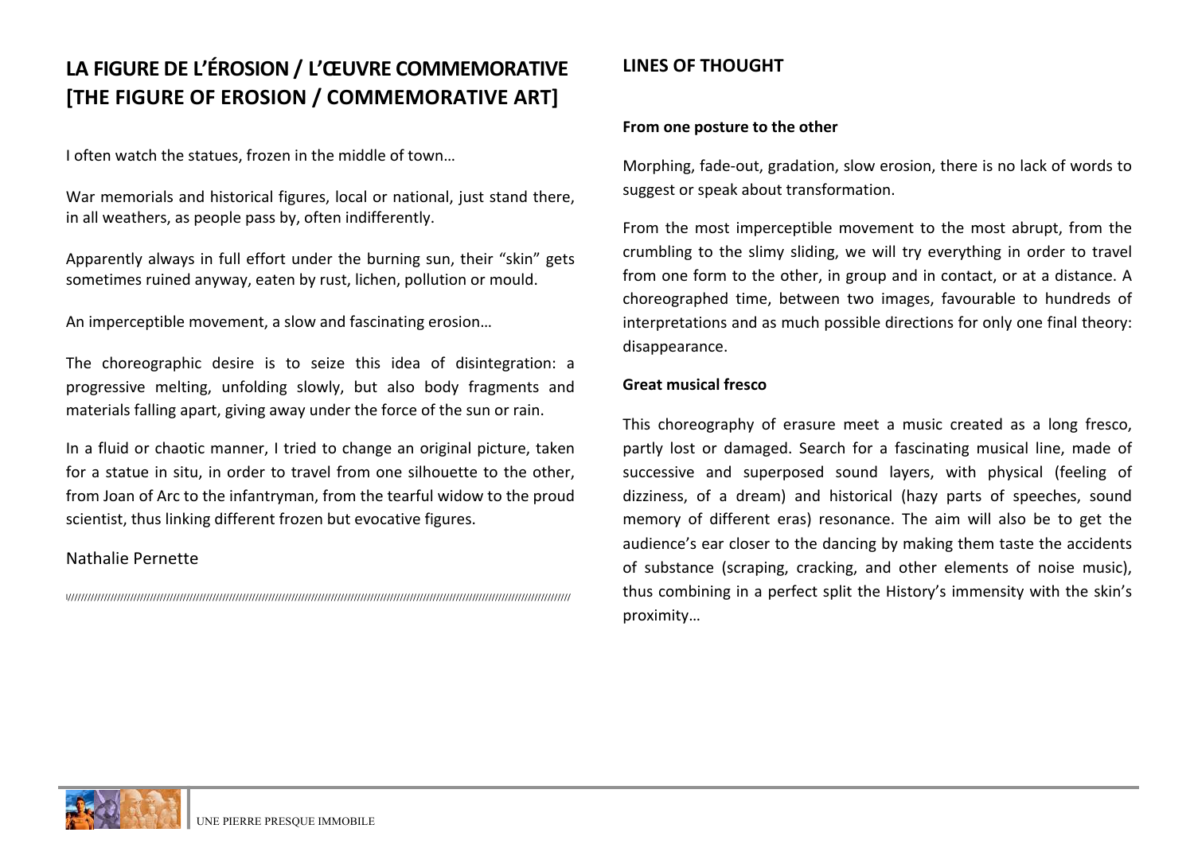# LA FIGURE DE L'ÉROSION / L'ŒUVRE COMMEMORATIVE [THE FIGURE OF EROSION / COMMEMORATIVE ART]

I often watch the statues, frozen in the middle of town…

War memorials and historical figures, local or national, just stand there, in all weathers, as people pass by, often indifferently.

Apparently always in full effort under the burning sun, their "skin" gets sometimes ruined anyway, eaten by rust, lichen, pollution or mould.

An imperceptible movement, a slow and fascinating erosion…

The choreographic desire is to seize this idea of disintegration: a progressive melting, unfolding slowly, but also body fragments and materials falling apart, giving away under the force of the sun or rain.

In a fluid or chaotic manner, I tried to change an original picture, taken for a statue in situ, in order to travel from one silhouette to the other, from Joan of Arc to the infantryman, from the tearful widow to the proud scientist, thus linking different frozen but evocative figures.

Nathalie Pernette

\/////////////////////////////////////////////////////////////////////////////////////////////////////////////////////////////////////////////////

## LINES OF THOUGHT

**From one posture to the other**

Morphing, fade-out, gradation, slow erosion, there is no lack of words to suggest or speak about transformation.

From the most imperceptible movement to the most abrupt, from the crumbling to the slimy sliding, we will try everything in order to travel from one form to the other, in group and in contact, or at a distance. A choreographed time, between two images, favourable to hundreds of interpretations and as much possible directions for only one final theory: disappearance.

**Great musical fresco**

This choreography of erasure meet a music created as a long fresco, partly lost or damaged. Search for a fascinating musical line, made of successive and superposed sound layers, with physical (feeling of dizziness, of a dream) and historical (hazy parts of speeches, sound memory of different eras) resonance. The aim will also be to get the audience's ear closer to the dancing by making them taste the accidents of substance (scraping, cracking, and other elements of noise music), thus combining in a perfect split the History's immensity with the skin's proximity…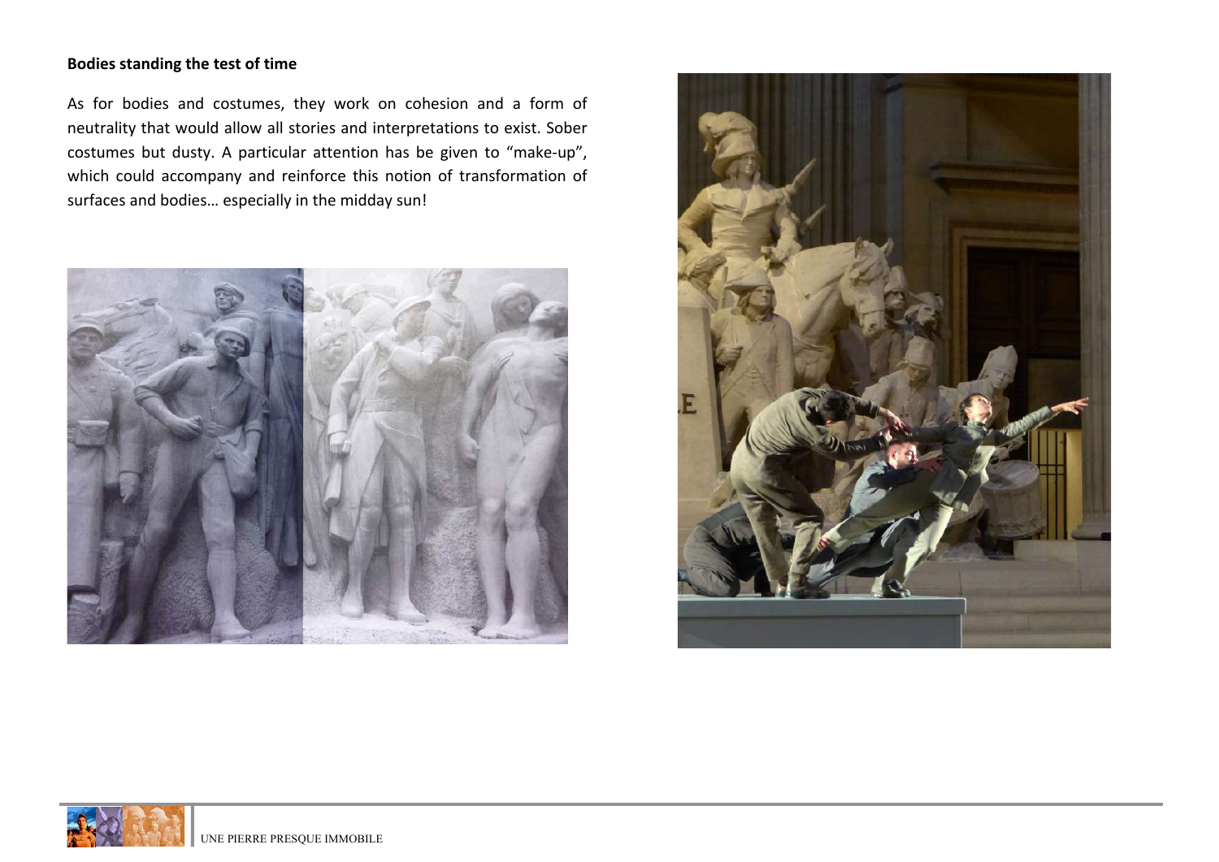**Bodies standing the test of time**

As for bodies and costumes, they work on cohesion and a form of neutrality that would allow all stories and interpretations to exist. Sober costumes but dusty. A particular attention has be given to "make-up", which could accompany and reinforce this notion of transformation of surfaces and bodies… especially in the midday sun!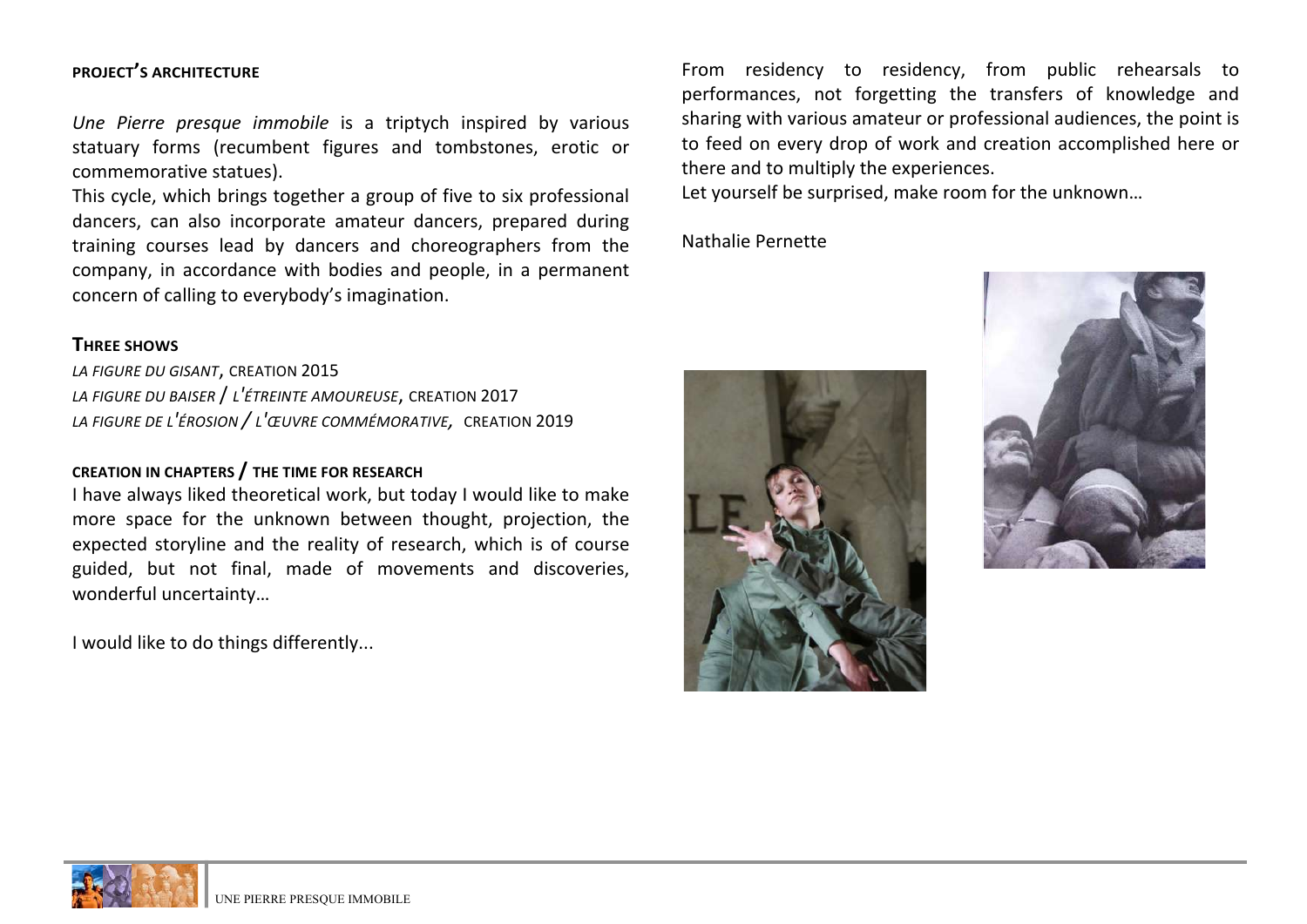#### PROJECT'S ARCHITECTURE

*Une Pierre presque immobile* is a triptych inspired by various statuary forms (recumbent figures and tombstones, erotic or commemorative statues).

This cycle, which brings together a group of five to six professional dancers, can also incorporate amateur dancers, prepared during training courses lead by dancers and choreographers from the company, in accordance with bodies and people, in a permanent concern of calling to everybody's imagination.

#### THREE SHOWS

*LA FIGURE DU GISANT*, CREATION 2015
*LA FIGURE DU BAISER / L'ÉTREINTE AMOUREUSE*, CREATION 2017
*LA FIGURE DE L'ÉROSION / L'ŒUVRE COMMÉMORATIVE*, CREATION 2019

#### CREATION IN CHAPTERS / THE TIME FOR RESEARCH

I have always liked theoretical work, but today I would like to make more space for the unknown between thought, projection, the expected storyline and the reality of research, which is of course guided, but not final, made of movements and discoveries, wonderful uncertainty…

I would like to do things differently...

From residency to residency, from public rehearsals to performances, not forgetting the transfers of knowledge and sharing with various amateur or professional audiences, the point is to feed on every drop of work and creation accomplished here or there and to multiply the experiences.

Let yourself be surprised, make room for the unknown…

Nathalie Pernette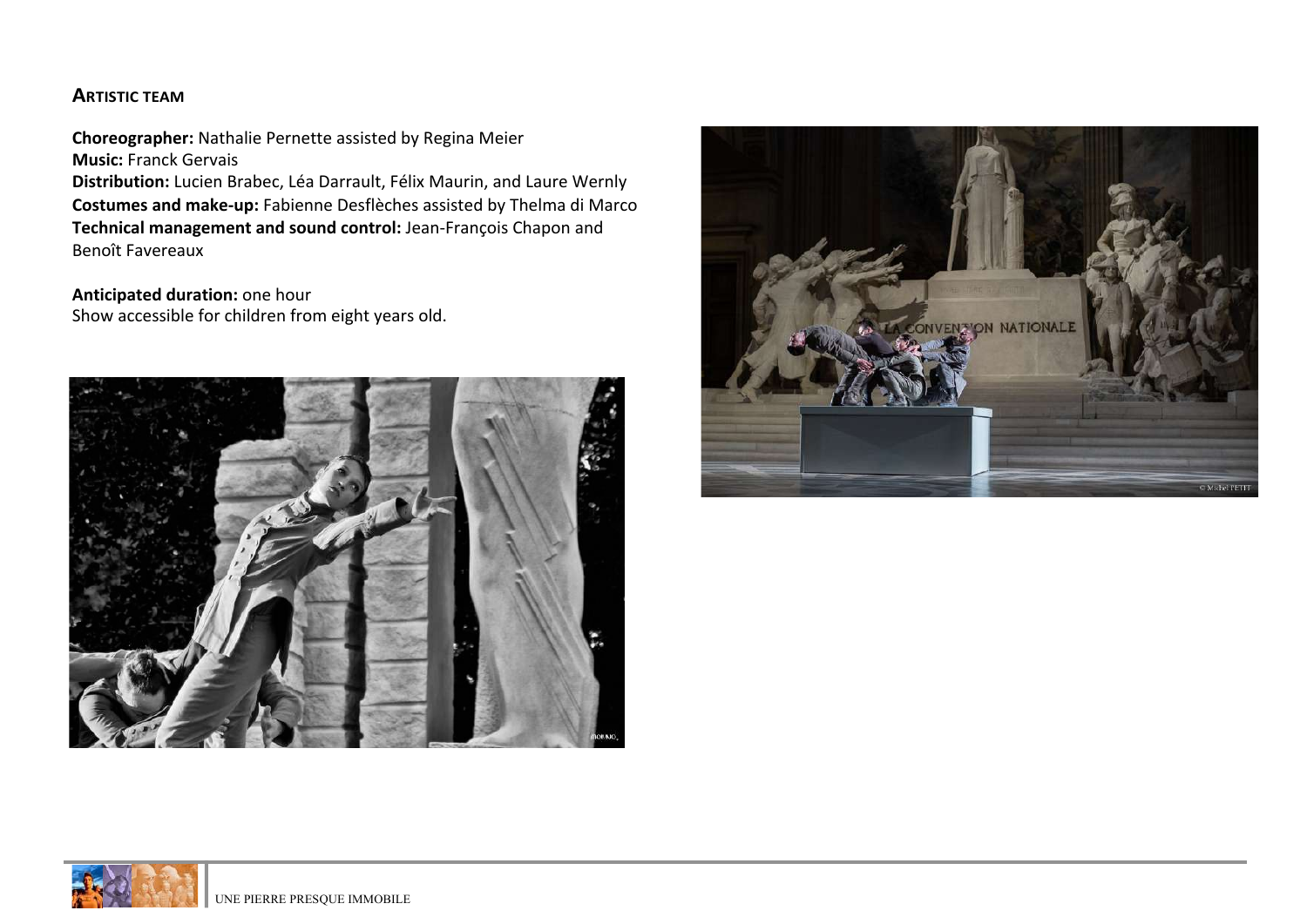## Artistic team

**Choreographer:** Nathalie Pernette assisted by Regina Meier
**Music:** Franck Gervais
**Distribution:** Lucien Brabec, Léa Darrault, Félix Maurin, and Laure Wernly
**Costumes and make-up:** Fabienne Desflèches assisted by Thelma di Marco
**Technical management and sound control:** Jean-François Chapon and Benoît Favereaux

**Anticipated duration:** one hour
Show accessible for children from eight years old.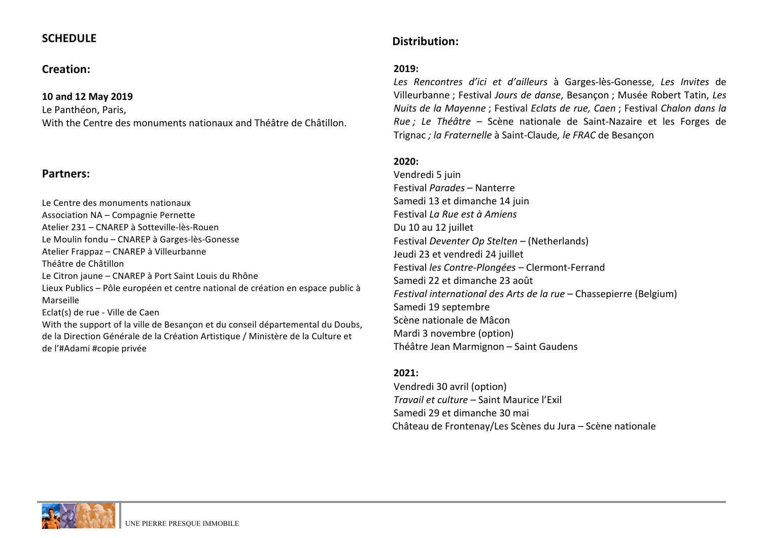## SCHEDULE

### Creation:

**10 and 12 May 2019**
Le Panthéon, Paris,
With the Centre des monuments nationaux and Théâtre de Châtillon.

### Partners:

Le Centre des monuments nationaux
Association NA – Compagnie Pernette
Atelier 231 – CNAREP à Sotteville-lès-Rouen
Le Moulin fondu – CNAREP à Garges-lès-Gonesse
Atelier Frappaz – CNAREP à Villeurbanne
Théâtre de Châtillon
Le Citron jaune – CNAREP à Port Saint Louis du Rhône
Lieux Publics – Pôle européen et centre national de création en espace public à Marseille
Eclat(s) de rue - Ville de Caen
With the support of la ville de Besançon et du conseil départemental du Doubs, de la Direction Générale de la Création Artistique / Ministère de la Culture et de l'#Adami #copie privée

## Distribution:

**2019:**
*Les Rencontres d'ici et d'ailleurs* à Garges-lès-Gonesse, *Les Invites* de Villeurbanne ; Festival *Jours de danse*, Besançon ; Musée Robert Tatin, *Les Nuits de la Mayenne* ; Festival *Eclats de rue, Caen* ; Festival *Chalon dans la Rue ; Le Théâtre* – Scène nationale de Saint-Nazaire et les Forges de Trignac *; la Fraternelle* à Saint-Claude*, le FRAC* de Besançon

**2020:**
Vendredi 5 juin
Festival *Parades* – Nanterre
Samedi 13 et dimanche 14 juin
Festival *La Rue est à Amiens*
Du 10 au 12 juillet
Festival *Deventer Op Stelten* – (Netherlands)
Jeudi 23 et vendredi 24 juillet
Festival *les Contre-Plongées* – Clermont-Ferrand
Samedi 22 et dimanche 23 août
*Festival international des Arts de la rue* – Chassepierre (Belgium)
Samedi 19 septembre
Scène nationale de Mâcon
Mardi 3 novembre (option)
Théâtre Jean Marmignon – Saint Gaudens

**2021:**
Vendredi 30 avril (option)
*Travail et culture* – Saint Maurice l'Exil
Samedi 29 et dimanche 30 mai
Château de Frontenay/Les Scènes du Jura – Scène nationale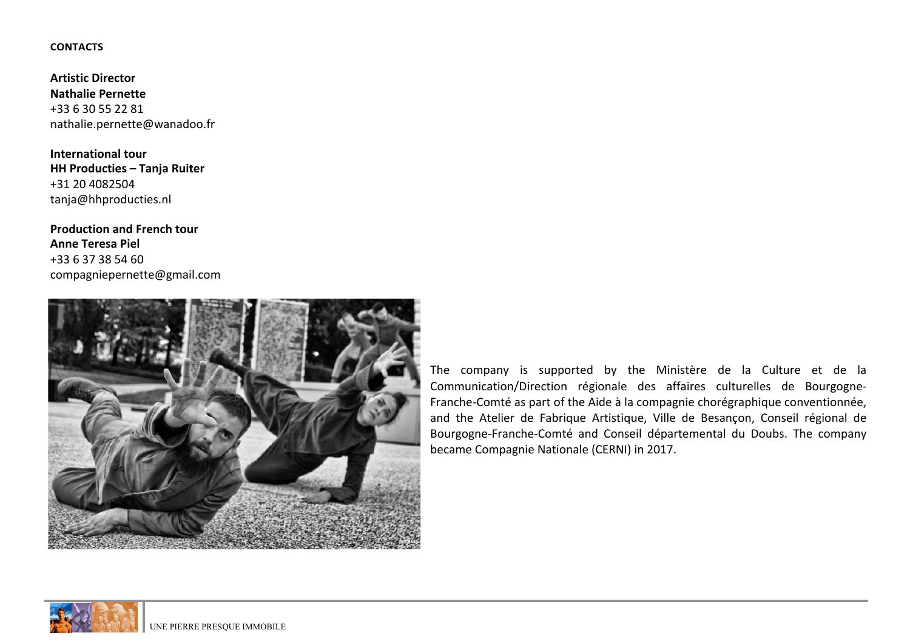**CONTACTS**

**Artistic Director**
**Nathalie Pernette**
+33 6 30 55 22 81
nathalie.pernette@wanadoo.fr

**International tour**
**HH Producties – Tanja Ruiter**
+31 20 4082504
tanja@hhproducties.nl

**Production and French tour**
**Anne Teresa Piel**
+33 6 37 38 54 60
compagniepernette@gmail.com

The company is supported by the Ministère de la Culture et de la Communication/Direction régionale des affaires culturelles de Bourgogne-Franche-Comté as part of the Aide à la compagnie chorégraphique conventionnée, and the Atelier de Fabrique Artistique, Ville de Besançon, Conseil régional de Bourgogne-Franche-Comté and Conseil départemental du Doubs. The company became Compagnie Nationale (CERNI) in 2017.